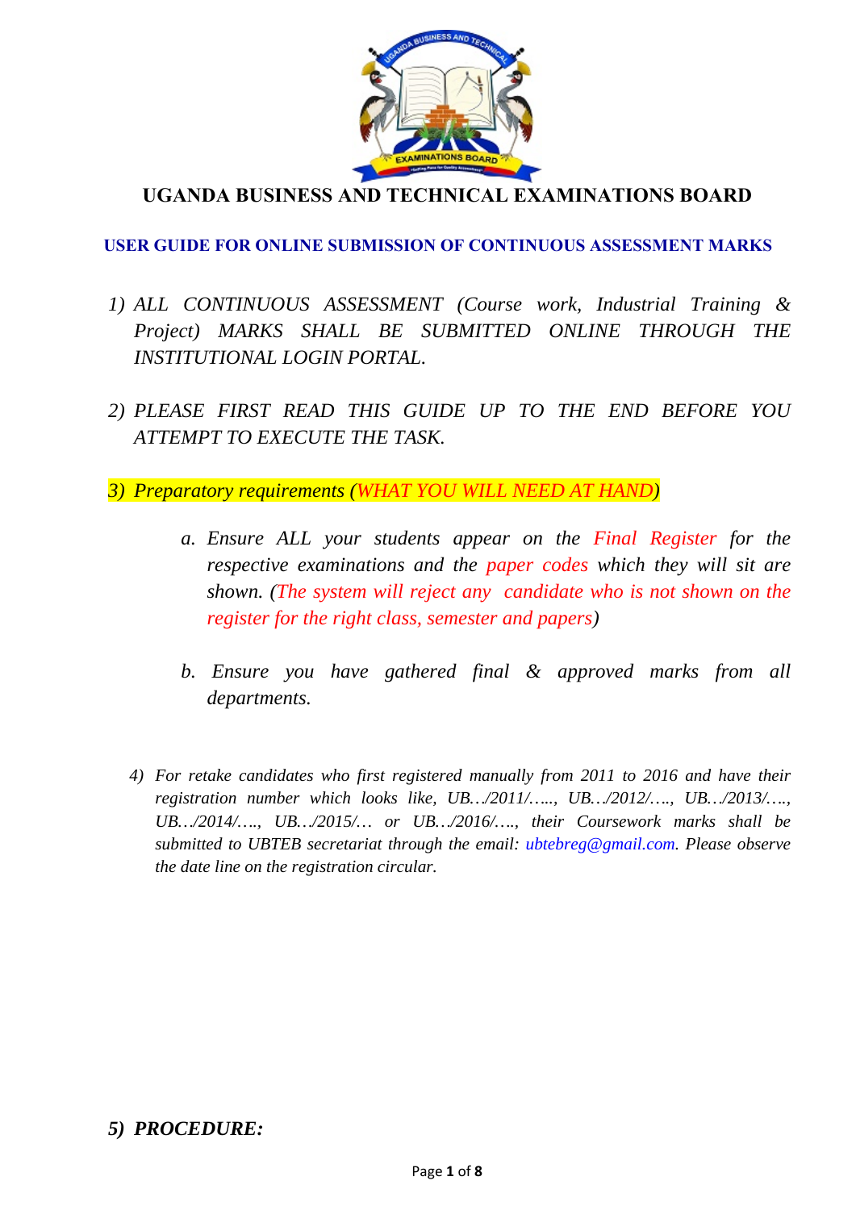# UGANDA BUSINESS AND TECHNICAL EXAMINATIONS BOARD

## USER GUIDE FOR ONLINE SUBMISSION OF CONTINUOUS ASSESSMENT MARKS

1) *ALL CONTINUOUS ASSESSMENT (Course work, Industrial Training & Project) MARKS SHALL BE SUBMITTED ONLINE THROUGH THE INSTITUTIONAL LOGIN PORTAL.*

2) *PLEASE FIRST READ THIS GUIDE UP TO THE END BEFORE YOU ATTEMPT TO EXECUTE THE TASK.*

3) *Preparatory requirements (WHAT YOU WILL NEED AT HAND)*

   a. *Ensure ALL your students appear on the Final Register for the respective examinations and the paper codes which they will sit are shown. (The system will reject any candidate who is not shown on the register for the right class, semester and papers)*

   b. *Ensure you have gathered final & approved marks from all departments.*

4) *For retake candidates who first registered manually from 2011 to 2016 and have their registration number which looks like, UB…/2011/….., UB…/2012/…., UB…/2013/…., UB…/2014/…., UB…/2015/… or UB…/2016/…., their Coursework marks shall be submitted to UBTEB secretariat through the email: ubtebreg@gmail.com. Please observe the date line on the registration circular.*

5) ***PROCEDURE:***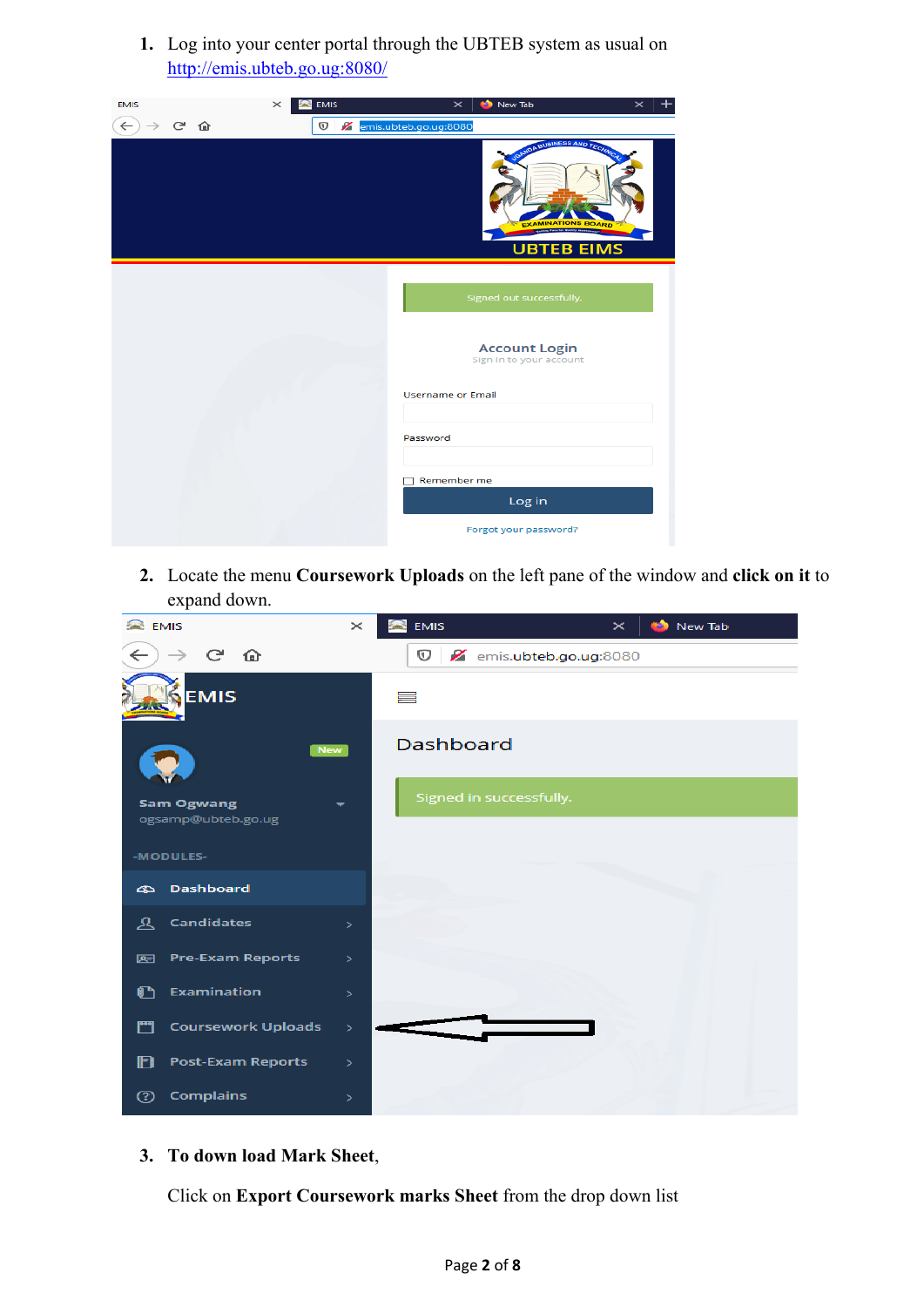1. Log into your center portal through the UBTEB system as usual on http://emis.ubteb.go.ug:8080/

2. Locate the menu **Coursework Uploads** on the left pane of the window and **click on it** to expand down.

3. **To down load Mark Sheet**,

   Click on **Export Coursework marks Sheet** from the drop down list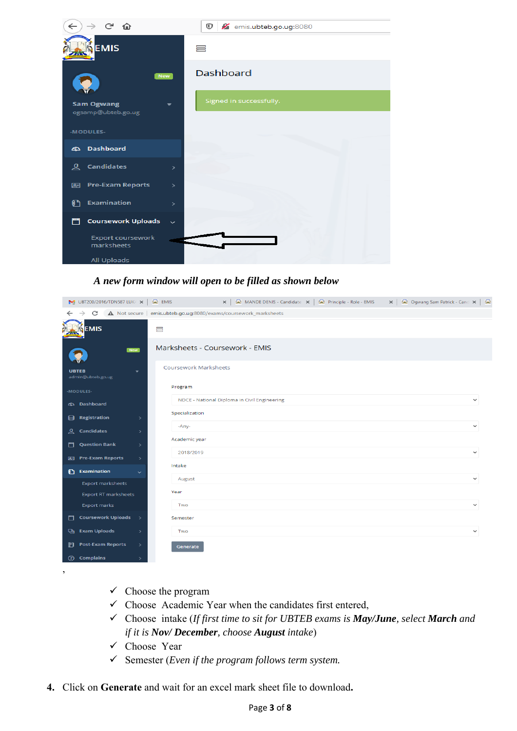*A new form window will open to be filled as shown below*

,

- ✓ Choose the program
- ✓ Choose Academic Year when the candidates first entered,
- ✓ Choose intake (*If first time to sit for UBTEB exams is **May/June**, select **March** and if it is **Nov/ December**, choose **August** intake*)
- ✓ Choose Year
- ✓ Semester (*Even if the program follows term system.*)

4. Click on **Generate** and wait for an excel mark sheet file to download.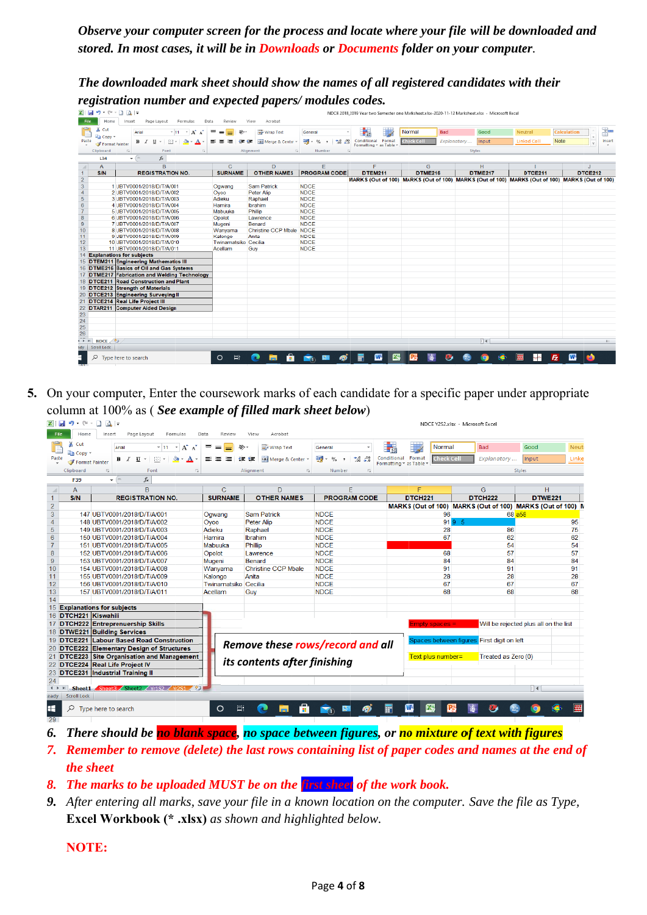*Observe your computer screen for the process and locate where your file will be downloaded and stored. In most cases, it will be in Downloads or Documents folder on your computer.*

*The downloaded mark sheet should show the names of all registered candidates with their registration number and expected papers/ modules codes.*

| S/N | REGISTRATION NO. | SURNAME | OTHER NAMES | PROGRAM CODE | DTEM211 | DTME216 | DTME217 | DTCE211 | DTCE212 |
|---|---|---|---|---|---|---|---|---|---|
| | | | | | MARKS (Out of 100) | MARKS (Out of 100) | MARKS (Out of 100) | MARKS (Out of 100) | MARKS (Out of 100) |
| 1 | UBTV0001/2018/D/T/A/001 | Ogwang | Sam Patrick | NDCE | | | | | |
| 2 | UBTV0001/2018/D/T/A/002 | Oyoo | Peter Alip | NDCE | | | | | |
| 3 | UBTV0001/2018/D/T/A/003 | Adieku | Raphael | NDCE | | | | | |
| 4 | UBTV0001/2018/D/T/A/004 | Hamira | Ibrahim | NDCE | | | | | |
| 5 | UBTV0001/2018/D/T/A/005 | Mabuuka | Phillip | NDCE | | | | | |
| 6 | UBTV0001/2018/D/T/A/006 | Opolot | Lawrence | NDCE | | | | | |
| 7 | UBTV0001/2018/D/T/A/007 | Mugeni | Benard | NDCE | | | | | |
| 8 | UBTV0001/2018/D/T/A/008 | Wanyama | Christine CCP Mbale | NDCE | | | | | |
| 9 | UBTV0001/2018/D/T/A/009 | Kalongo | Anita | NDCE | | | | | |
| 10 | UBTV0001/2018/D/T/A/010 | Twinamatsiko | Cecilia | NDCE | | | | | |
| 11 | UBTV0001/2018/D/T/A/011 | Acellam | Guy | NDCE | | | | | |

| Explanations for subjects | |
|---|---|
| DTEM211 | Engineering Mathematics III |
| DTME216 | Basics of Oil and Gas Systems |
| DTME217 | Fabrication and Welding Technology |
| DTCE211 | Road Construction and Plant |
| DTCE212 | Strength of Materials |
| DTCE213 | Engineering Surveying II |
| DTCE214 | Real Life Project III |
| DTAR211 | Computer Aided Design |

5. On your computer, Enter the coursework marks of each candidate for a specific paper under appropriate column at 100% as ( ***See example of filled mark sheet below***)

| S/N | REGISTRATION NO. | SURNAME | OTHER NAMES | PROGRAM CODE | DTCH221 | DTCH222 | DTWE221 |
|---|---|---|---|---|---|---|---|
| | | | | | MARKS (Out of 100) | MARKS (Out of 100) | MARKS (Out of 100) |
| 147 | UBTV0001/2018/D/T/A/001 | Ogwang | Sam Patrick | NDCE | 96 | 68 | a58 |
| 148 | UBTV0001/2018/D/T/A/002 | Oyoo | Peter Alip | NDCE | 91 | 9 5 | 95 |
| 149 | UBTV0001/2018/D/T/A/003 | Adieku | Raphael | NDCE | 28 | 86 | 75 |
| 150 | UBTV0001/2018/D/T/A/004 | Hamira | Ibrahim | NDCE | 67 | 62 | 62 |
| 151 | UBTV0001/2018/D/T/A/005 | Mabuuka | Phillip | NDCE | | 54 | 54 |
| 152 | UBTV0001/2018/D/T/A/006 | Opolot | Lawrence | NDCE | 68 | 57 | 57 |
| 153 | UBTV0001/2018/D/T/A/007 | Mugeni | Benard | NDCE | 84 | 84 | 84 |
| 154 | UBTV0001/2018/D/T/A/008 | Wanyama | Christine CCP Mbale | NDCE | 91 | 91 | 91 |
| 155 | UBTV0001/2018/D/T/A/009 | Kalongo | Anita | NDCE | 28 | 28 | 28 |
| 156 | UBTV0001/2018/D/T/A/010 | Twinamatsiko | Cecilia | NDCE | 67 | 67 | 67 |
| 157 | UBTV0001/2018/D/T/A/011 | Acellam | Guy | NDCE | 68 | 68 | 68 |

| Explanations for subjects | |
|---|---|
| DTCH221 | Kiswahili |
| DTCH222 | Entrepreneurship Skills |
| DTWE221 | Building Services |
| DTCE221 | Labour Based Road Construction |
| DTCE222 | Elementary Design of Structures |
| DTCE223 | Site Organisation and Management |
| DTCE224 | Real Life Project IV |
| DTCE231 | Industrial Training II |

*Remove these rows/record and all its contents after finishing*

| | |
|---|---|
| Empty spaces | Will be rejected plus all on the list |
| Spaces between figures | First digit on left |
| Text plus number= | Treated as Zero (0) |

6. ***There should be no blank space, no space between figures, or no mixture of text with figures***
7. ***Remember to remove (delete) the last rows containing list of paper codes and names at the end of the sheet***
8. ***The marks to be uploaded MUST be on the first sheet of the work book.***
9. *After entering all marks, save your file in a known location on the computer. Save the file as Type,* **Excel Workbook (\* .xlsx)** *as shown and highlighted below.*

**NOTE:**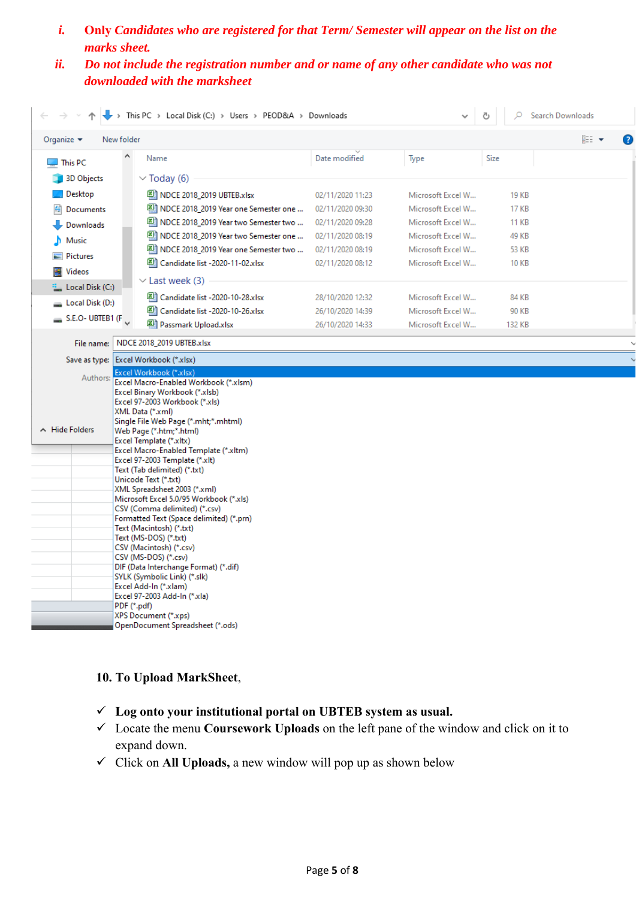i. *Only Candidates who are registered for that Term/ Semester will appear on the list on the marks sheet.*

ii. *Do not include the registration number and or name of any other candidate who was not downloaded with the marksheet*

**10. To Upload MarkSheet,**

- ✓ **Log onto your institutional portal on UBTEB system as usual.**
- ✓ Locate the menu **Coursework Uploads** on the left pane of the window and click on it to expand down.
- ✓ Click on **All Uploads,** a new window will pop up as shown below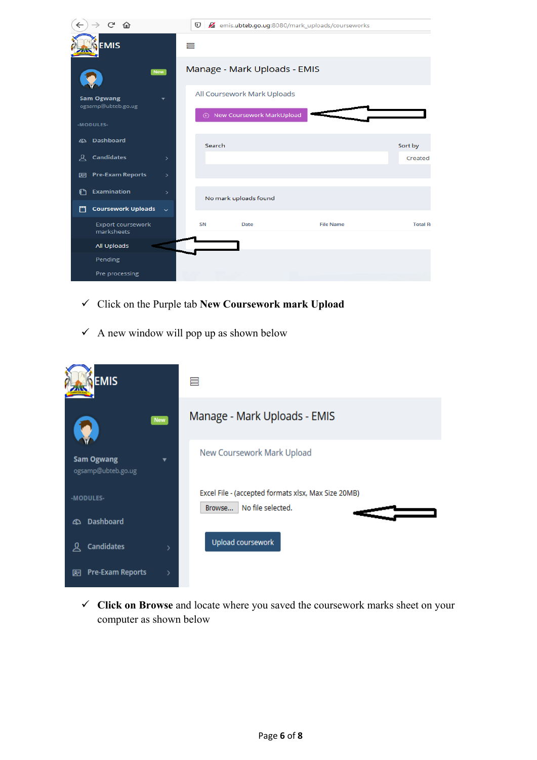- ✓ Click on the Purple tab **New Coursework mark Upload**
- ✓ A new window will pop up as shown below

- ✓ **Click on Browse** and locate where you saved the coursework marks sheet on your computer as shown below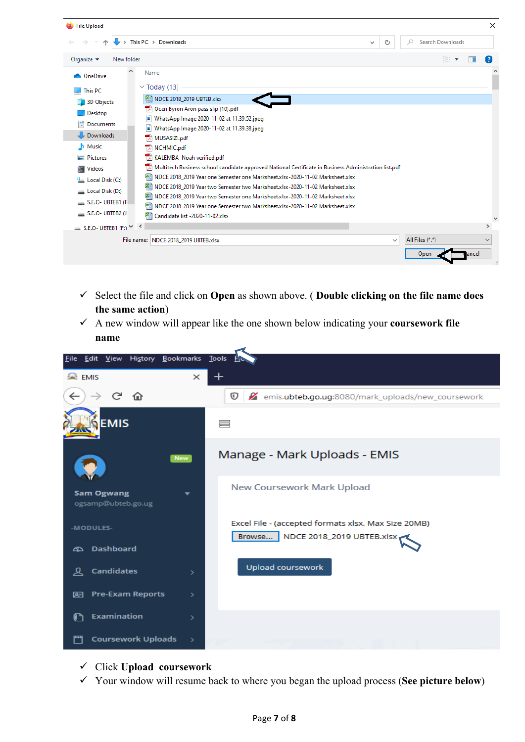- ✓ Select the file and click on **Open** as shown above. ( **Double clicking on the file name does the same action**)
- ✓ A new window will appear like the one shown below indicating your **coursework file name**

- ✓ Click **Upload coursework**
- ✓ Your window will resume back to where you began the upload process (**See picture below**)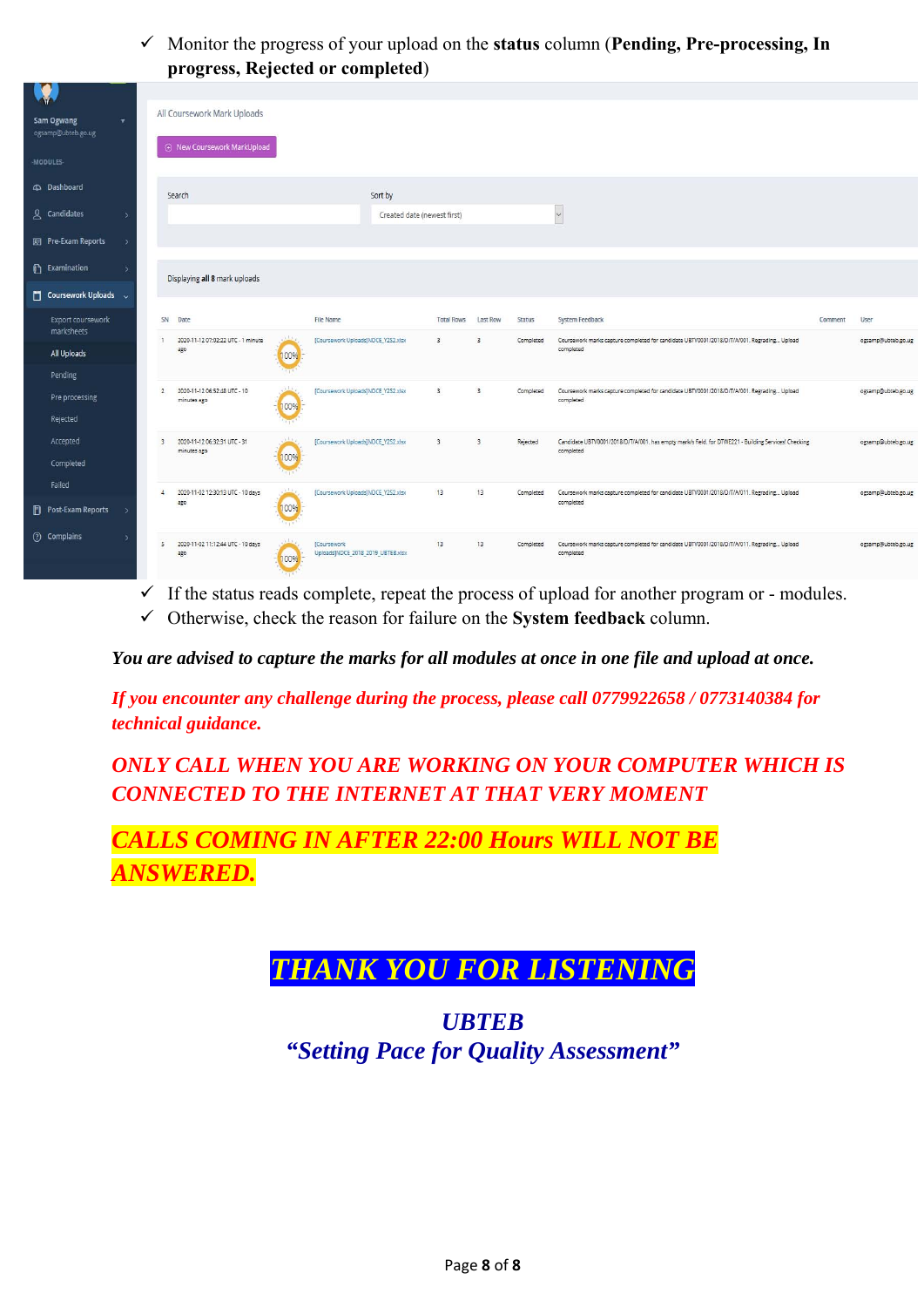- ✓ Monitor the progress of your upload on the **status** column (**Pending, Pre-processing, In progress, Rejected or completed**)

- ✓ If the status reads complete, repeat the process of upload for another program or - modules.
- ✓ Otherwise, check the reason for failure on the **System feedback** column.

***You are advised to capture the marks for all modules at once in one file and upload at once.***

***If you encounter any challenge during the process, please call 0779922658 / 0773140384 for technical guidance.***

***ONLY CALL WHEN YOU ARE WORKING ON YOUR COMPUTER WHICH IS CONNECTED TO THE INTERNET AT THAT VERY MOMENT***

***CALLS COMING IN AFTER 22:00 Hours WILL NOT BE ANSWERED.***

# *THANK YOU FOR LISTENING*

***UBTEB***

***"Setting Pace for Quality Assessment"***